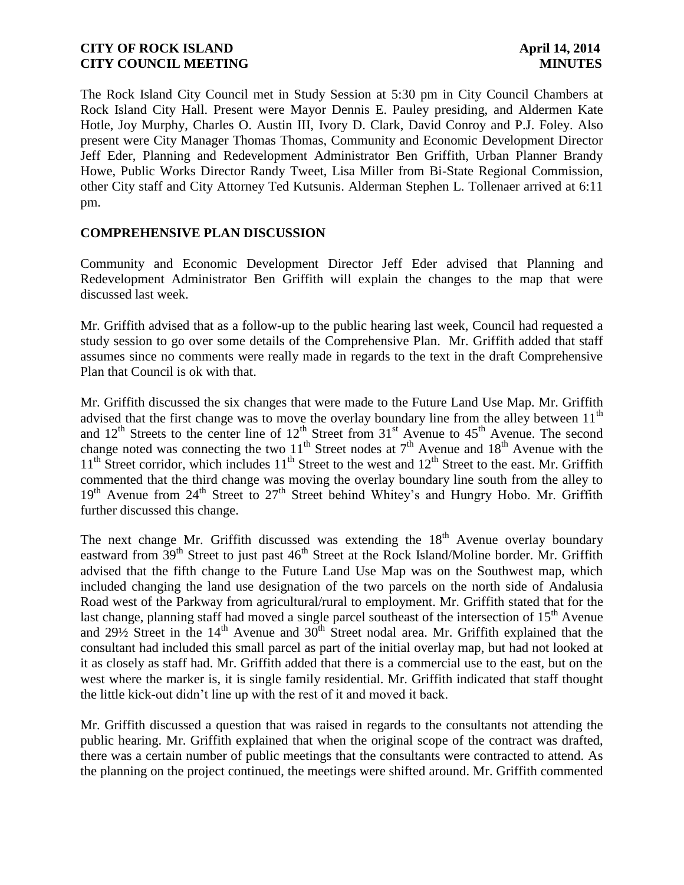**CITY OF ROCK ISLAND** **April 14, 2014**
**CITY COUNCIL MEETING** **MINUTES**

The Rock Island City Council met in Study Session at 5:30 pm in City Council Chambers at Rock Island City Hall. Present were Mayor Dennis E. Pauley presiding, and Aldermen Kate Hotle, Joy Murphy, Charles O. Austin III, Ivory D. Clark, David Conroy and P.J. Foley. Also present were City Manager Thomas Thomas, Community and Economic Development Director Jeff Eder, Planning and Redevelopment Administrator Ben Griffith, Urban Planner Brandy Howe, Public Works Director Randy Tweet, Lisa Miller from Bi-State Regional Commission, other City staff and City Attorney Ted Kutsunis. Alderman Stephen L. Tollenaer arrived at 6:11 pm.

## COMPREHENSIVE PLAN DISCUSSION

Community and Economic Development Director Jeff Eder advised that Planning and Redevelopment Administrator Ben Griffith will explain the changes to the map that were discussed last week.

Mr. Griffith advised that as a follow-up to the public hearing last week, Council had requested a study session to go over some details of the Comprehensive Plan. Mr. Griffith added that staff assumes since no comments were really made in regards to the text in the draft Comprehensive Plan that Council is ok with that.

Mr. Griffith discussed the six changes that were made to the Future Land Use Map. Mr. Griffith advised that the first change was to move the overlay boundary line from the alley between 11th and 12th Streets to the center line of 12th Street from 31st Avenue to 45th Avenue. The second change noted was connecting the two 11th Street nodes at 7th Avenue and 18th Avenue with the 11th Street corridor, which includes 11th Street to the west and 12th Street to the east. Mr. Griffith commented that the third change was moving the overlay boundary line south from the alley to 19th Avenue from 24th Street to 27th Street behind Whitey's and Hungry Hobo. Mr. Griffith further discussed this change.

The next change Mr. Griffith discussed was extending the 18th Avenue overlay boundary eastward from 39th Street to just past 46th Street at the Rock Island/Moline border. Mr. Griffith advised that the fifth change to the Future Land Use Map was on the Southwest map, which included changing the land use designation of the two parcels on the north side of Andalusia Road west of the Parkway from agricultural/rural to employment. Mr. Griffith stated that for the last change, planning staff had moved a single parcel southeast of the intersection of 15th Avenue and 29½ Street in the 14th Avenue and 30th Street nodal area. Mr. Griffith explained that the consultant had included this small parcel as part of the initial overlay map, but had not looked at it as closely as staff had. Mr. Griffith added that there is a commercial use to the east, but on the west where the marker is, it is single family residential. Mr. Griffith indicated that staff thought the little kick-out didn't line up with the rest of it and moved it back.

Mr. Griffith discussed a question that was raised in regards to the consultants not attending the public hearing. Mr. Griffith explained that when the original scope of the contract was drafted, there was a certain number of public meetings that the consultants were contracted to attend. As the planning on the project continued, the meetings were shifted around. Mr. Griffith commented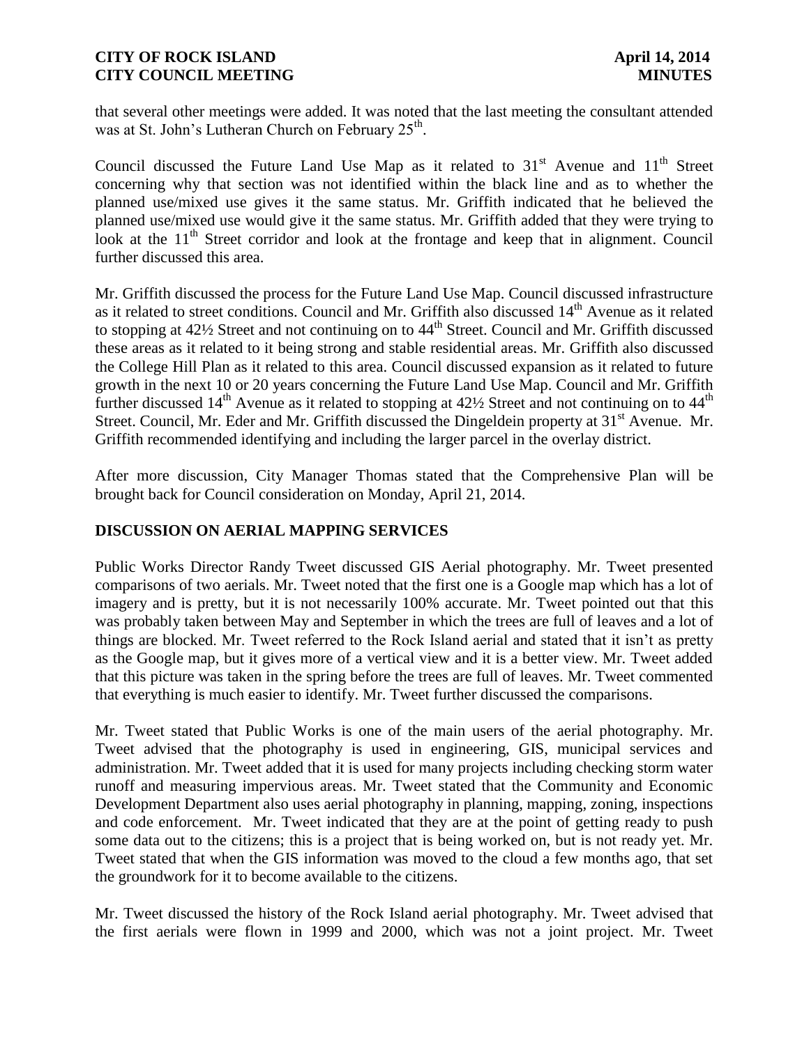that several other meetings were added. It was noted that the last meeting the consultant attended was at St. John's Lutheran Church on February 25th.

Council discussed the Future Land Use Map as it related to 31st Avenue and 11th Street concerning why that section was not identified within the black line and as to whether the planned use/mixed use gives it the same status. Mr. Griffith indicated that he believed the planned use/mixed use would give it the same status. Mr. Griffith added that they were trying to look at the 11th Street corridor and look at the frontage and keep that in alignment. Council further discussed this area.

Mr. Griffith discussed the process for the Future Land Use Map. Council discussed infrastructure as it related to street conditions. Council and Mr. Griffith also discussed 14th Avenue as it related to stopping at 42½ Street and not continuing on to 44th Street. Council and Mr. Griffith discussed these areas as it related to it being strong and stable residential areas. Mr. Griffith also discussed the College Hill Plan as it related to this area. Council discussed expansion as it related to future growth in the next 10 or 20 years concerning the Future Land Use Map. Council and Mr. Griffith further discussed 14th Avenue as it related to stopping at 42½ Street and not continuing on to 44th Street. Council, Mr. Eder and Mr. Griffith discussed the Dingeldein property at 31st Avenue. Mr. Griffith recommended identifying and including the larger parcel in the overlay district.

After more discussion, City Manager Thomas stated that the Comprehensive Plan will be brought back for Council consideration on Monday, April 21, 2014.

## DISCUSSION ON AERIAL MAPPING SERVICES

Public Works Director Randy Tweet discussed GIS Aerial photography. Mr. Tweet presented comparisons of two aerials. Mr. Tweet noted that the first one is a Google map which has a lot of imagery and is pretty, but it is not necessarily 100% accurate. Mr. Tweet pointed out that this was probably taken between May and September in which the trees are full of leaves and a lot of things are blocked. Mr. Tweet referred to the Rock Island aerial and stated that it isn't as pretty as the Google map, but it gives more of a vertical view and it is a better view. Mr. Tweet added that this picture was taken in the spring before the trees are full of leaves. Mr. Tweet commented that everything is much easier to identify. Mr. Tweet further discussed the comparisons.

Mr. Tweet stated that Public Works is one of the main users of the aerial photography. Mr. Tweet advised that the photography is used in engineering, GIS, municipal services and administration. Mr. Tweet added that it is used for many projects including checking storm water runoff and measuring impervious areas. Mr. Tweet stated that the Community and Economic Development Department also uses aerial photography in planning, mapping, zoning, inspections and code enforcement. Mr. Tweet indicated that they are at the point of getting ready to push some data out to the citizens; this is a project that is being worked on, but is not ready yet. Mr. Tweet stated that when the GIS information was moved to the cloud a few months ago, that set the groundwork for it to become available to the citizens.

Mr. Tweet discussed the history of the Rock Island aerial photography. Mr. Tweet advised that the first aerials were flown in 1999 and 2000, which was not a joint project. Mr. Tweet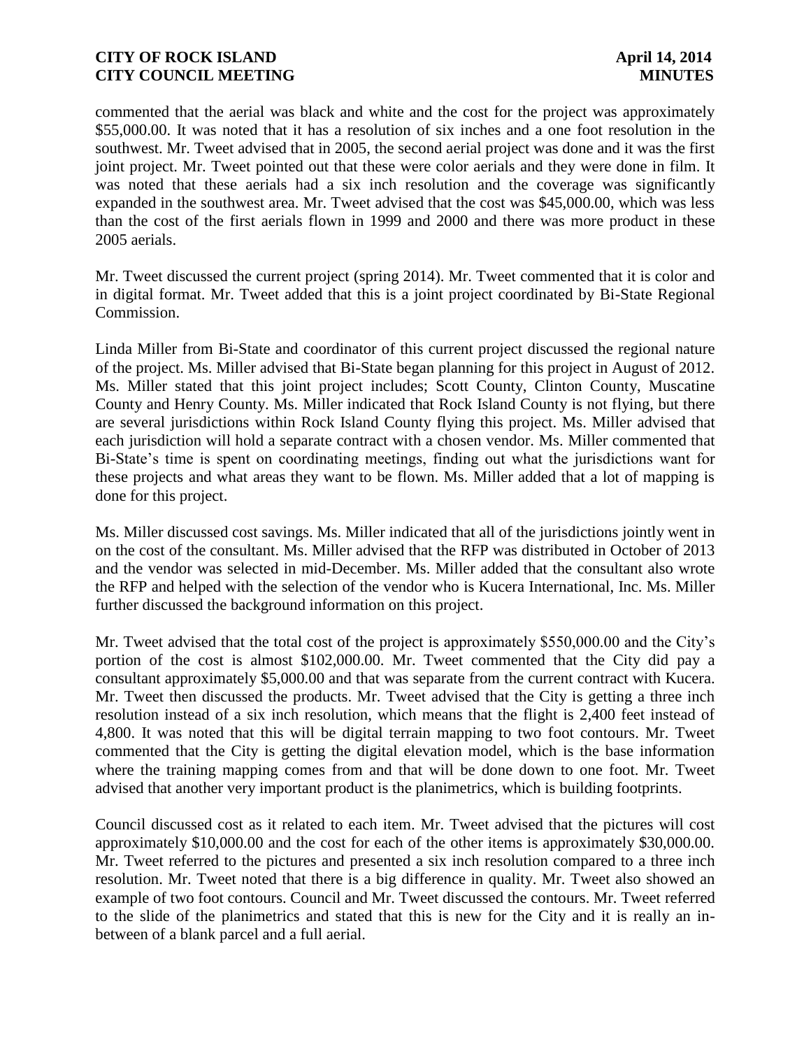commented that the aerial was black and white and the cost for the project was approximately $55,000.00. It was noted that it has a resolution of six inches and a one foot resolution in the southwest. Mr. Tweet advised that in 2005, the second aerial project was done and it was the first joint project. Mr. Tweet pointed out that these were color aerials and they were done in film. It was noted that these aerials had a six inch resolution and the coverage was significantly expanded in the southwest area. Mr. Tweet advised that the cost was $45,000.00, which was less than the cost of the first aerials flown in 1999 and 2000 and there was more product in these 2005 aerials.

Mr. Tweet discussed the current project (spring 2014). Mr. Tweet commented that it is color and in digital format. Mr. Tweet added that this is a joint project coordinated by Bi-State Regional Commission.

Linda Miller from Bi-State and coordinator of this current project discussed the regional nature of the project. Ms. Miller advised that Bi-State began planning for this project in August of 2012. Ms. Miller stated that this joint project includes; Scott County, Clinton County, Muscatine County and Henry County. Ms. Miller indicated that Rock Island County is not flying, but there are several jurisdictions within Rock Island County flying this project. Ms. Miller advised that each jurisdiction will hold a separate contract with a chosen vendor. Ms. Miller commented that Bi-State's time is spent on coordinating meetings, finding out what the jurisdictions want for these projects and what areas they want to be flown. Ms. Miller added that a lot of mapping is done for this project.

Ms. Miller discussed cost savings. Ms. Miller indicated that all of the jurisdictions jointly went in on the cost of the consultant. Ms. Miller advised that the RFP was distributed in October of 2013 and the vendor was selected in mid-December. Ms. Miller added that the consultant also wrote the RFP and helped with the selection of the vendor who is Kucera International, Inc. Ms. Miller further discussed the background information on this project.

Mr. Tweet advised that the total cost of the project is approximately $550,000.00 and the City's portion of the cost is almost $102,000.00. Mr. Tweet commented that the City did pay a consultant approximately $5,000.00 and that was separate from the current contract with Kucera. Mr. Tweet then discussed the products. Mr. Tweet advised that the City is getting a three inch resolution instead of a six inch resolution, which means that the flight is 2,400 feet instead of 4,800. It was noted that this will be digital terrain mapping to two foot contours. Mr. Tweet commented that the City is getting the digital elevation model, which is the base information where the training mapping comes from and that will be done down to one foot. Mr. Tweet advised that another very important product is the planimetrics, which is building footprints.

Council discussed cost as it related to each item. Mr. Tweet advised that the pictures will cost approximately $10,000.00 and the cost for each of the other items is approximately $30,000.00. Mr. Tweet referred to the pictures and presented a six inch resolution compared to a three inch resolution. Mr. Tweet noted that there is a big difference in quality. Mr. Tweet also showed an example of two foot contours. Council and Mr. Tweet discussed the contours. Mr. Tweet referred to the slide of the planimetrics and stated that this is new for the City and it is really an in-between of a blank parcel and a full aerial.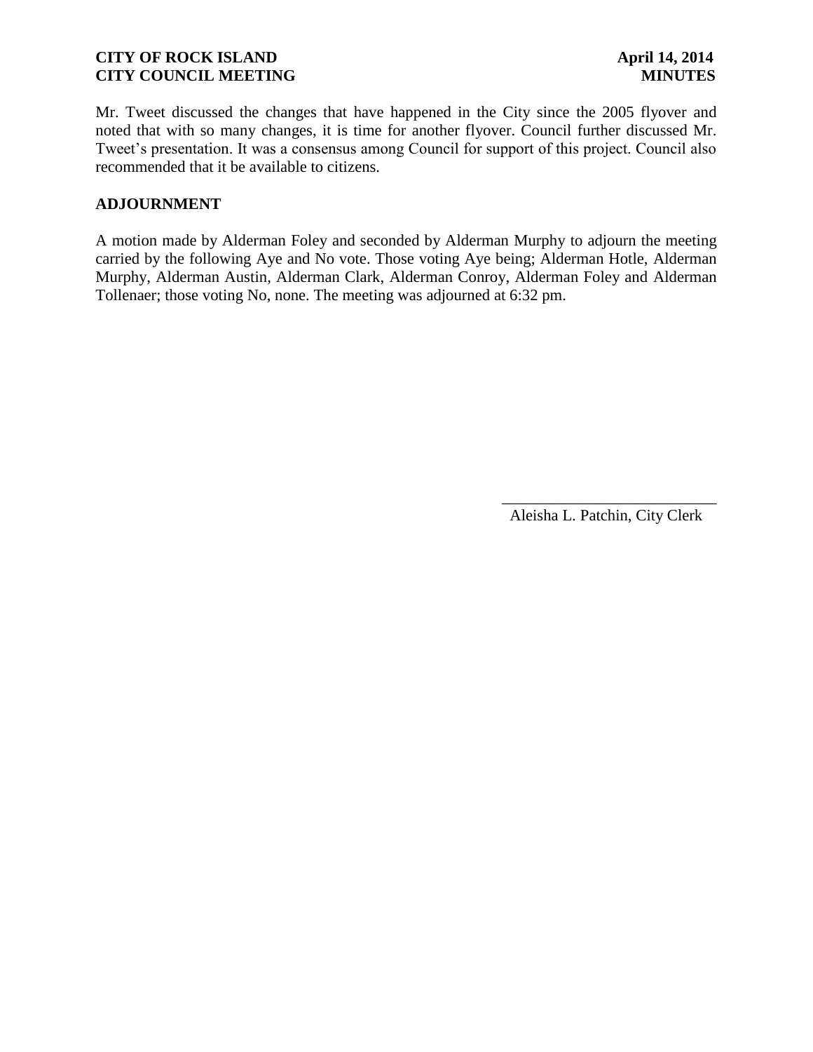Mr. Tweet discussed the changes that have happened in the City since the 2005 flyover and noted that with so many changes, it is time for another flyover. Council further discussed Mr. Tweet's presentation. It was a consensus among Council for support of this project. Council also recommended that it be available to citizens.

**ADJOURNMENT**

A motion made by Alderman Foley and seconded by Alderman Murphy to adjourn the meeting carried by the following Aye and No vote. Those voting Aye being; Alderman Hotle, Alderman Murphy, Alderman Austin, Alderman Clark, Alderman Conroy, Alderman Foley and Alderman Tollenaer; those voting No, none. The meeting was adjourned at 6:32 pm.

\_\_\_\_\_\_\_\_\_\_\_\_\_\_\_\_\_\_\_\_\_\_\_\_\_\_\_\_

Aleisha L. Patchin, City Clerk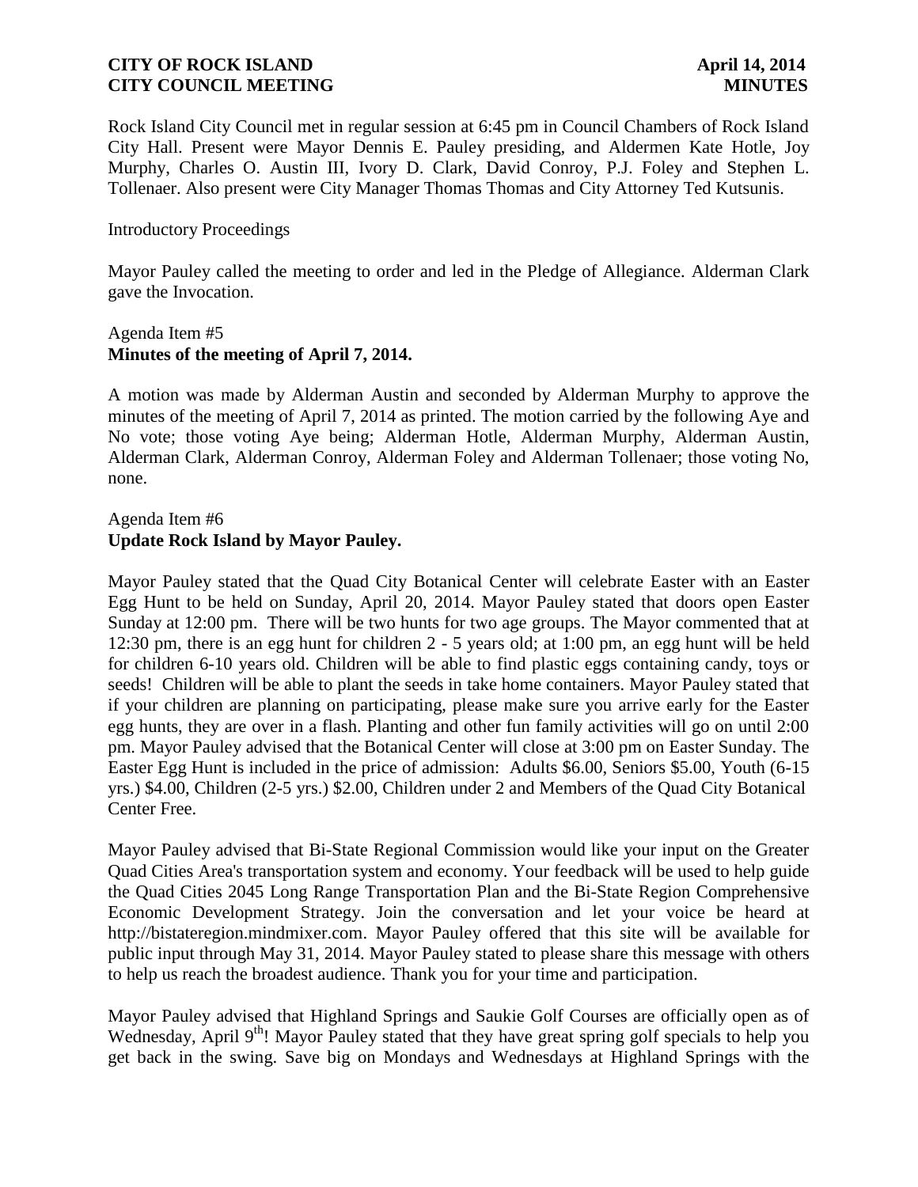Rock Island City Council met in regular session at 6:45 pm in Council Chambers of Rock Island City Hall. Present were Mayor Dennis E. Pauley presiding, and Aldermen Kate Hotle, Joy Murphy, Charles O. Austin III, Ivory D. Clark, David Conroy, P.J. Foley and Stephen L. Tollenaer. Also present were City Manager Thomas Thomas and City Attorney Ted Kutsunis.

Introductory Proceedings

Mayor Pauley called the meeting to order and led in the Pledge of Allegiance. Alderman Clark gave the Invocation.

Agenda Item #5
**Minutes of the meeting of April 7, 2014.**

A motion was made by Alderman Austin and seconded by Alderman Murphy to approve the minutes of the meeting of April 7, 2014 as printed. The motion carried by the following Aye and No vote; those voting Aye being; Alderman Hotle, Alderman Murphy, Alderman Austin, Alderman Clark, Alderman Conroy, Alderman Foley and Alderman Tollenaer; those voting No, none.

Agenda Item #6
**Update Rock Island by Mayor Pauley.**

Mayor Pauley stated that the Quad City Botanical Center will celebrate Easter with an Easter Egg Hunt to be held on Sunday, April 20, 2014. Mayor Pauley stated that doors open Easter Sunday at 12:00 pm. There will be two hunts for two age groups. The Mayor commented that at 12:30 pm, there is an egg hunt for children 2 - 5 years old; at 1:00 pm, an egg hunt will be held for children 6-10 years old. Children will be able to find plastic eggs containing candy, toys or seeds! Children will be able to plant the seeds in take home containers. Mayor Pauley stated that if your children are planning on participating, please make sure you arrive early for the Easter egg hunts, they are over in a flash. Planting and other fun family activities will go on until 2:00 pm. Mayor Pauley advised that the Botanical Center will close at 3:00 pm on Easter Sunday. The Easter Egg Hunt is included in the price of admission: Adults $6.00, Seniors $5.00, Youth (6-15 yrs.) $4.00, Children (2-5 yrs.) $2.00, Children under 2 and Members of the Quad City Botanical Center Free.

Mayor Pauley advised that Bi-State Regional Commission would like your input on the Greater Quad Cities Area's transportation system and economy. Your feedback will be used to help guide the Quad Cities 2045 Long Range Transportation Plan and the Bi-State Region Comprehensive Economic Development Strategy. Join the conversation and let your voice be heard at http://bistateregion.mindmixer.com. Mayor Pauley offered that this site will be available for public input through May 31, 2014. Mayor Pauley stated to please share this message with others to help us reach the broadest audience. Thank you for your time and participation.

Mayor Pauley advised that Highland Springs and Saukie Golf Courses are officially open as of Wednesday, April 9th! Mayor Pauley stated that they have great spring golf specials to help you get back in the swing. Save big on Mondays and Wednesdays at Highland Springs with the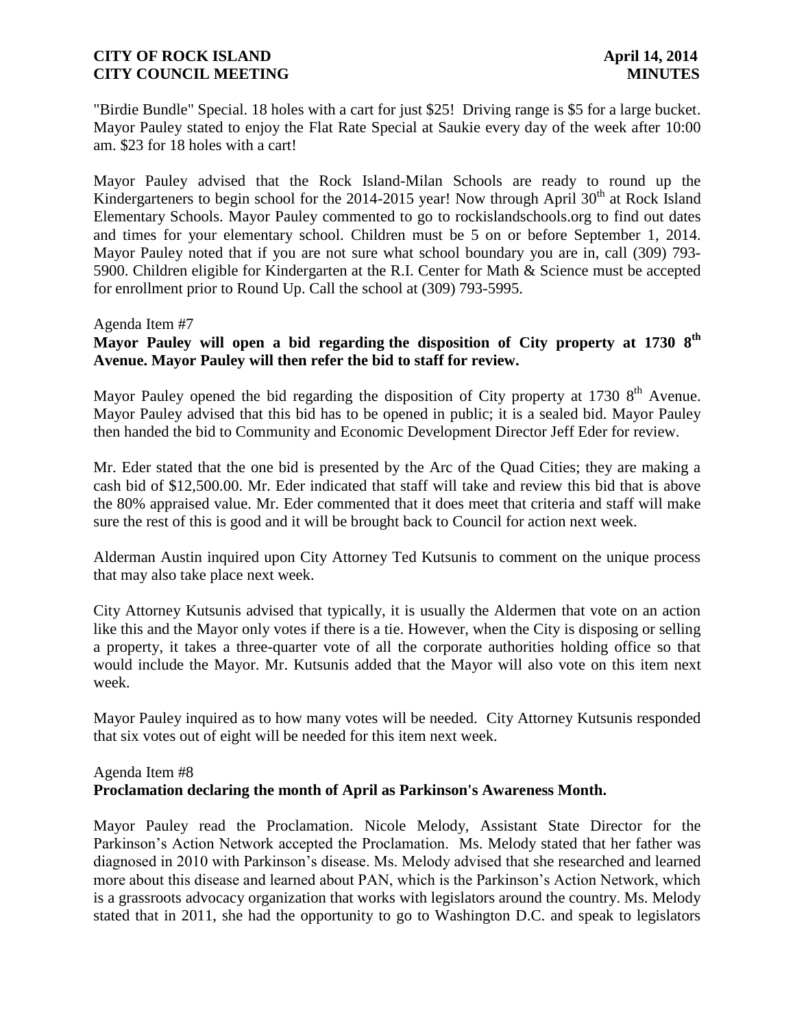"Birdie Bundle" Special. 18 holes with a cart for just $25! Driving range is $5 for a large bucket. Mayor Pauley stated to enjoy the Flat Rate Special at Saukie every day of the week after 10:00 am. $23 for 18 holes with a cart!

Mayor Pauley advised that the Rock Island-Milan Schools are ready to round up the Kindergarteners to begin school for the 2014-2015 year! Now through April 30th at Rock Island Elementary Schools. Mayor Pauley commented to go to rockislandschools.org to find out dates and times for your elementary school. Children must be 5 on or before September 1, 2014. Mayor Pauley noted that if you are not sure what school boundary you are in, call (309) 793-5900. Children eligible for Kindergarten at the R.I. Center for Math & Science must be accepted for enrollment prior to Round Up. Call the school at (309) 793-5995.

Agenda Item #7

**Mayor Pauley will open a bid regarding the disposition of City property at 1730 8th Avenue. Mayor Pauley will then refer the bid to staff for review.**

Mayor Pauley opened the bid regarding the disposition of City property at 1730 8th Avenue. Mayor Pauley advised that this bid has to be opened in public; it is a sealed bid. Mayor Pauley then handed the bid to Community and Economic Development Director Jeff Eder for review.

Mr. Eder stated that the one bid is presented by the Arc of the Quad Cities; they are making a cash bid of $12,500.00. Mr. Eder indicated that staff will take and review this bid that is above the 80% appraised value. Mr. Eder commented that it does meet that criteria and staff will make sure the rest of this is good and it will be brought back to Council for action next week.

Alderman Austin inquired upon City Attorney Ted Kutsunis to comment on the unique process that may also take place next week.

City Attorney Kutsunis advised that typically, it is usually the Aldermen that vote on an action like this and the Mayor only votes if there is a tie. However, when the City is disposing or selling a property, it takes a three-quarter vote of all the corporate authorities holding office so that would include the Mayor. Mr. Kutsunis added that the Mayor will also vote on this item next week.

Mayor Pauley inquired as to how many votes will be needed. City Attorney Kutsunis responded that six votes out of eight will be needed for this item next week.

Agenda Item #8

**Proclamation declaring the month of April as Parkinson's Awareness Month.**

Mayor Pauley read the Proclamation. Nicole Melody, Assistant State Director for the Parkinson's Action Network accepted the Proclamation. Ms. Melody stated that her father was diagnosed in 2010 with Parkinson's disease. Ms. Melody advised that she researched and learned more about this disease and learned about PAN, which is the Parkinson's Action Network, which is a grassroots advocacy organization that works with legislators around the country. Ms. Melody stated that in 2011, she had the opportunity to go to Washington D.C. and speak to legislators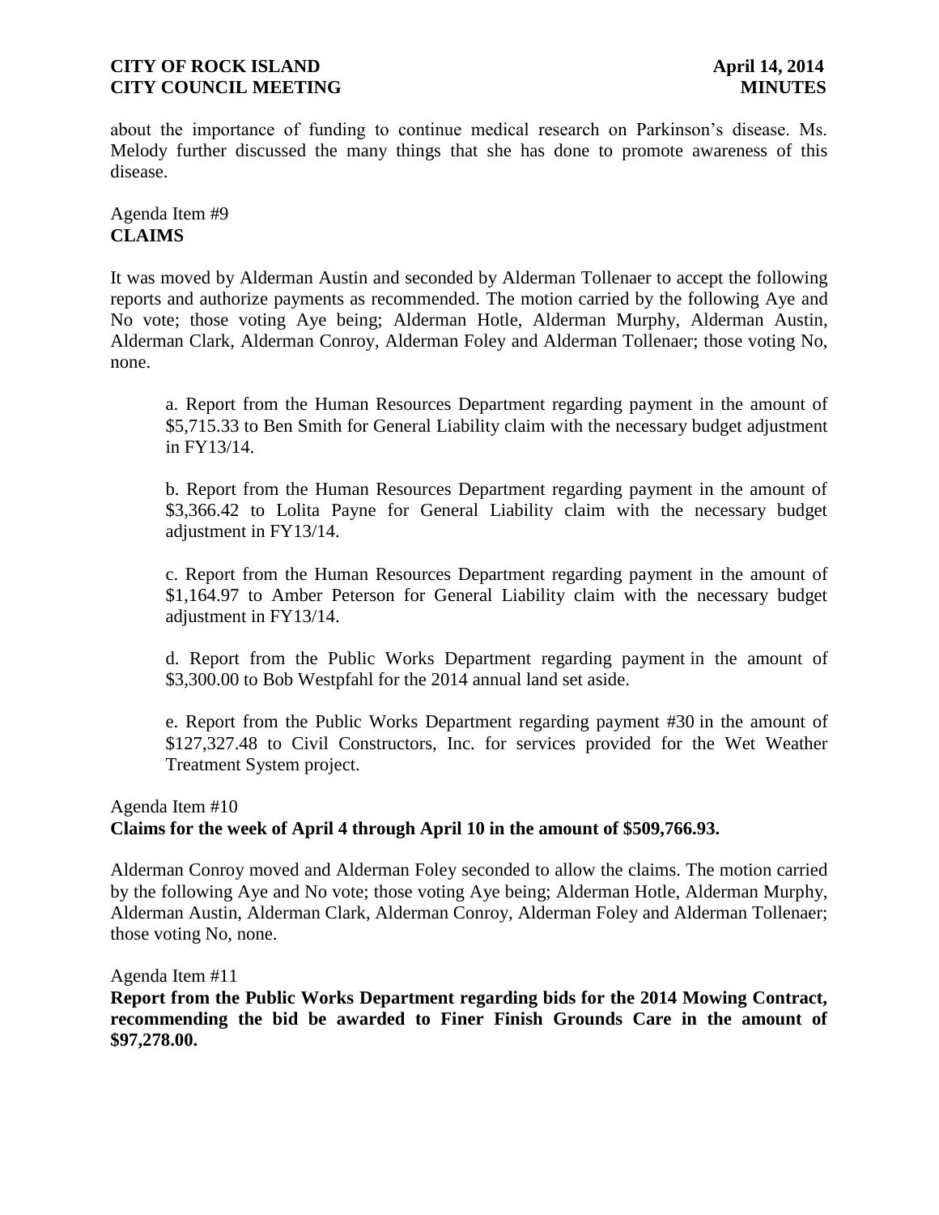about the importance of funding to continue medical research on Parkinson's disease. Ms. Melody further discussed the many things that she has done to promote awareness of this disease.

Agenda Item #9
**CLAIMS**

It was moved by Alderman Austin and seconded by Alderman Tollenaer to accept the following reports and authorize payments as recommended. The motion carried by the following Aye and No vote; those voting Aye being; Alderman Hotle, Alderman Murphy, Alderman Austin, Alderman Clark, Alderman Conroy, Alderman Foley and Alderman Tollenaer; those voting No, none.

a. Report from the Human Resources Department regarding payment in the amount of $5,715.33 to Ben Smith for General Liability claim with the necessary budget adjustment in FY13/14.

b. Report from the Human Resources Department regarding payment in the amount of $3,366.42 to Lolita Payne for General Liability claim with the necessary budget adjustment in FY13/14.

c. Report from the Human Resources Department regarding payment in the amount of $1,164.97 to Amber Peterson for General Liability claim with the necessary budget adjustment in FY13/14.

d. Report from the Public Works Department regarding payment in the amount of $3,300.00 to Bob Westpfahl for the 2014 annual land set aside.

e. Report from the Public Works Department regarding payment #30 in the amount of $127,327.48 to Civil Constructors, Inc. for services provided for the Wet Weather Treatment System project.

Agenda Item #10
**Claims for the week of April 4 through April 10 in the amount of $509,766.93.**

Alderman Conroy moved and Alderman Foley seconded to allow the claims. The motion carried by the following Aye and No vote; those voting Aye being; Alderman Hotle, Alderman Murphy, Alderman Austin, Alderman Clark, Alderman Conroy, Alderman Foley and Alderman Tollenaer; those voting No, none.

Agenda Item #11
**Report from the Public Works Department regarding bids for the 2014 Mowing Contract, recommending the bid be awarded to Finer Finish Grounds Care in the amount of $97,278.00.**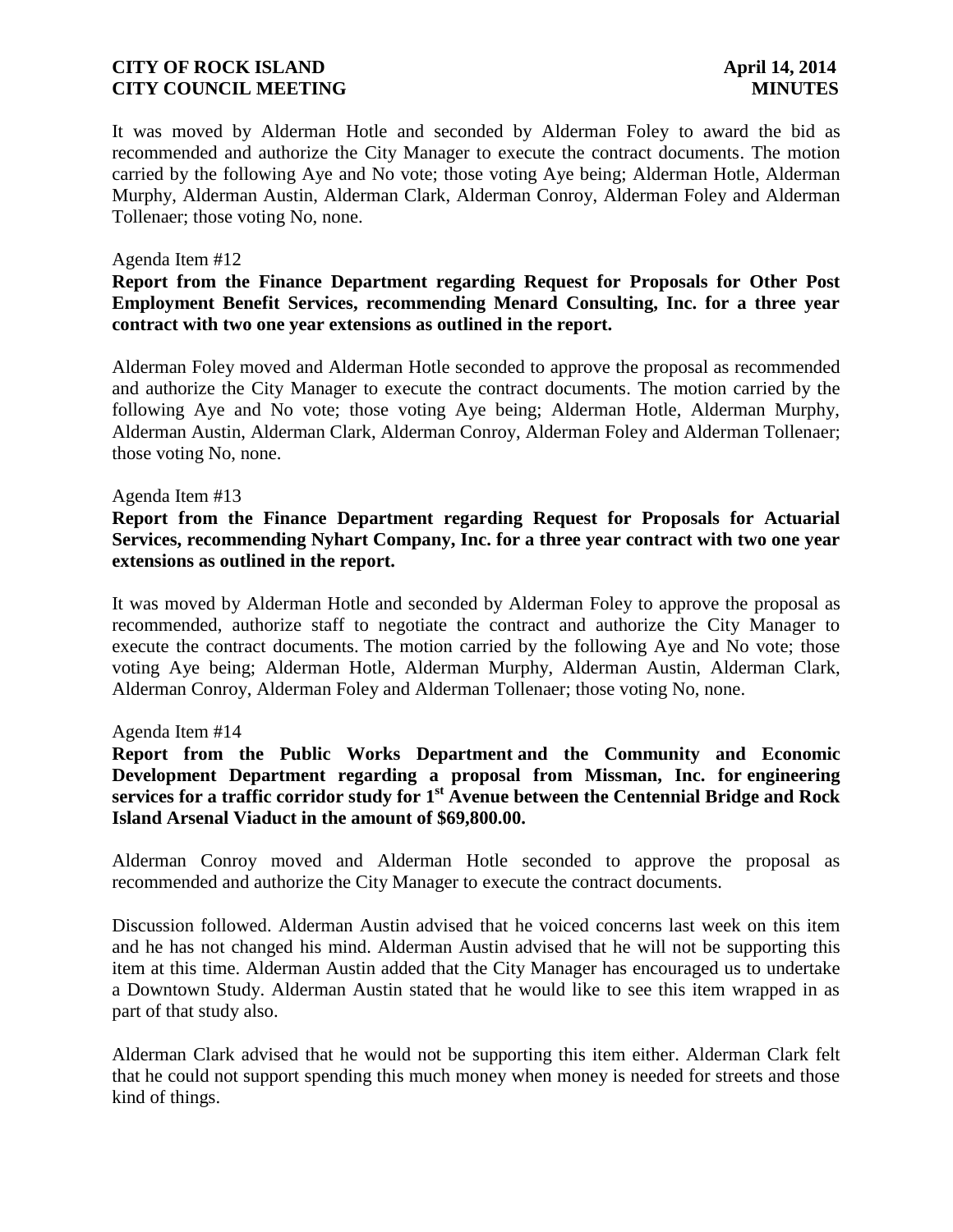It was moved by Alderman Hotle and seconded by Alderman Foley to award the bid as recommended and authorize the City Manager to execute the contract documents. The motion carried by the following Aye and No vote; those voting Aye being; Alderman Hotle, Alderman Murphy, Alderman Austin, Alderman Clark, Alderman Conroy, Alderman Foley and Alderman Tollenaer; those voting No, none.

Agenda Item #12

**Report from the Finance Department regarding Request for Proposals for Other Post Employment Benefit Services, recommending Menard Consulting, Inc. for a three year contract with two one year extensions as outlined in the report.**

Alderman Foley moved and Alderman Hotle seconded to approve the proposal as recommended and authorize the City Manager to execute the contract documents. The motion carried by the following Aye and No vote; those voting Aye being; Alderman Hotle, Alderman Murphy, Alderman Austin, Alderman Clark, Alderman Conroy, Alderman Foley and Alderman Tollenaer; those voting No, none.

Agenda Item #13

**Report from the Finance Department regarding Request for Proposals for Actuarial Services, recommending Nyhart Company, Inc. for a three year contract with two one year extensions as outlined in the report.**

It was moved by Alderman Hotle and seconded by Alderman Foley to approve the proposal as recommended, authorize staff to negotiate the contract and authorize the City Manager to execute the contract documents. The motion carried by the following Aye and No vote; those voting Aye being; Alderman Hotle, Alderman Murphy, Alderman Austin, Alderman Clark, Alderman Conroy, Alderman Foley and Alderman Tollenaer; those voting No, none.

Agenda Item #14

**Report from the Public Works Department and the Community and Economic Development Department regarding a proposal from Missman, Inc. for engineering services for a traffic corridor study for 1st Avenue between the Centennial Bridge and Rock Island Arsenal Viaduct in the amount of $69,800.00.**

Alderman Conroy moved and Alderman Hotle seconded to approve the proposal as recommended and authorize the City Manager to execute the contract documents.

Discussion followed. Alderman Austin advised that he voiced concerns last week on this item and he has not changed his mind. Alderman Austin advised that he will not be supporting this item at this time. Alderman Austin added that the City Manager has encouraged us to undertake a Downtown Study. Alderman Austin stated that he would like to see this item wrapped in as part of that study also.

Alderman Clark advised that he would not be supporting this item either. Alderman Clark felt that he could not support spending this much money when money is needed for streets and those kind of things.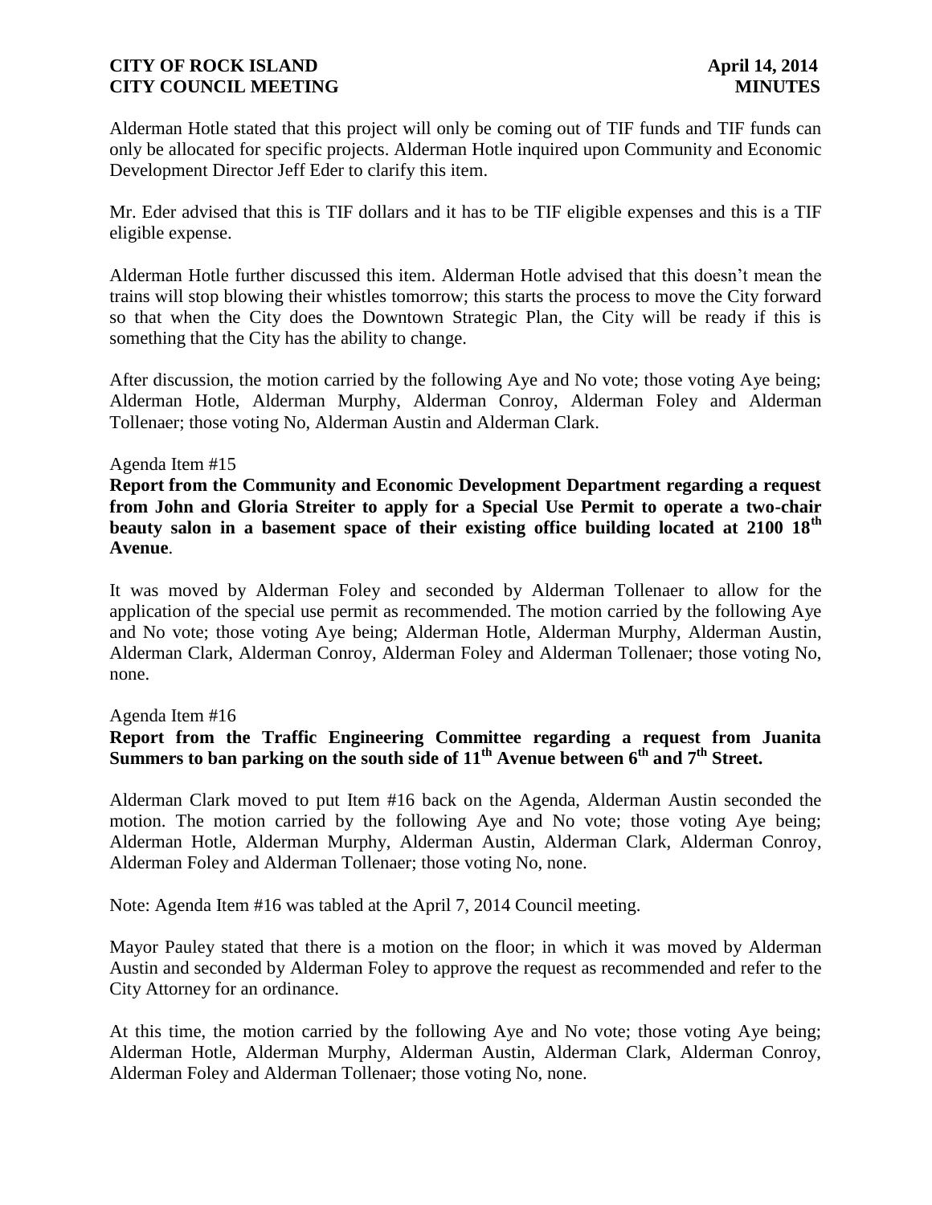Alderman Hotle stated that this project will only be coming out of TIF funds and TIF funds can only be allocated for specific projects. Alderman Hotle inquired upon Community and Economic Development Director Jeff Eder to clarify this item.

Mr. Eder advised that this is TIF dollars and it has to be TIF eligible expenses and this is a TIF eligible expense.

Alderman Hotle further discussed this item. Alderman Hotle advised that this doesn't mean the trains will stop blowing their whistles tomorrow; this starts the process to move the City forward so that when the City does the Downtown Strategic Plan, the City will be ready if this is something that the City has the ability to change.

After discussion, the motion carried by the following Aye and No vote; those voting Aye being; Alderman Hotle, Alderman Murphy, Alderman Conroy, Alderman Foley and Alderman Tollenaer; those voting No, Alderman Austin and Alderman Clark.

Agenda Item #15

**Report from the Community and Economic Development Department regarding a request from John and Gloria Streiter to apply for a Special Use Permit to operate a two-chair beauty salon in a basement space of their existing office building located at 2100 18th Avenue**.

It was moved by Alderman Foley and seconded by Alderman Tollenaer to allow for the application of the special use permit as recommended. The motion carried by the following Aye and No vote; those voting Aye being; Alderman Hotle, Alderman Murphy, Alderman Austin, Alderman Clark, Alderman Conroy, Alderman Foley and Alderman Tollenaer; those voting No, none.

Agenda Item #16

**Report from the Traffic Engineering Committee regarding a request from Juanita Summers to ban parking on the south side of 11th Avenue between 6th and 7th Street.**

Alderman Clark moved to put Item #16 back on the Agenda, Alderman Austin seconded the motion. The motion carried by the following Aye and No vote; those voting Aye being; Alderman Hotle, Alderman Murphy, Alderman Austin, Alderman Clark, Alderman Conroy, Alderman Foley and Alderman Tollenaer; those voting No, none.

Note: Agenda Item #16 was tabled at the April 7, 2014 Council meeting.

Mayor Pauley stated that there is a motion on the floor; in which it was moved by Alderman Austin and seconded by Alderman Foley to approve the request as recommended and refer to the City Attorney for an ordinance.

At this time, the motion carried by the following Aye and No vote; those voting Aye being; Alderman Hotle, Alderman Murphy, Alderman Austin, Alderman Clark, Alderman Conroy, Alderman Foley and Alderman Tollenaer; those voting No, none.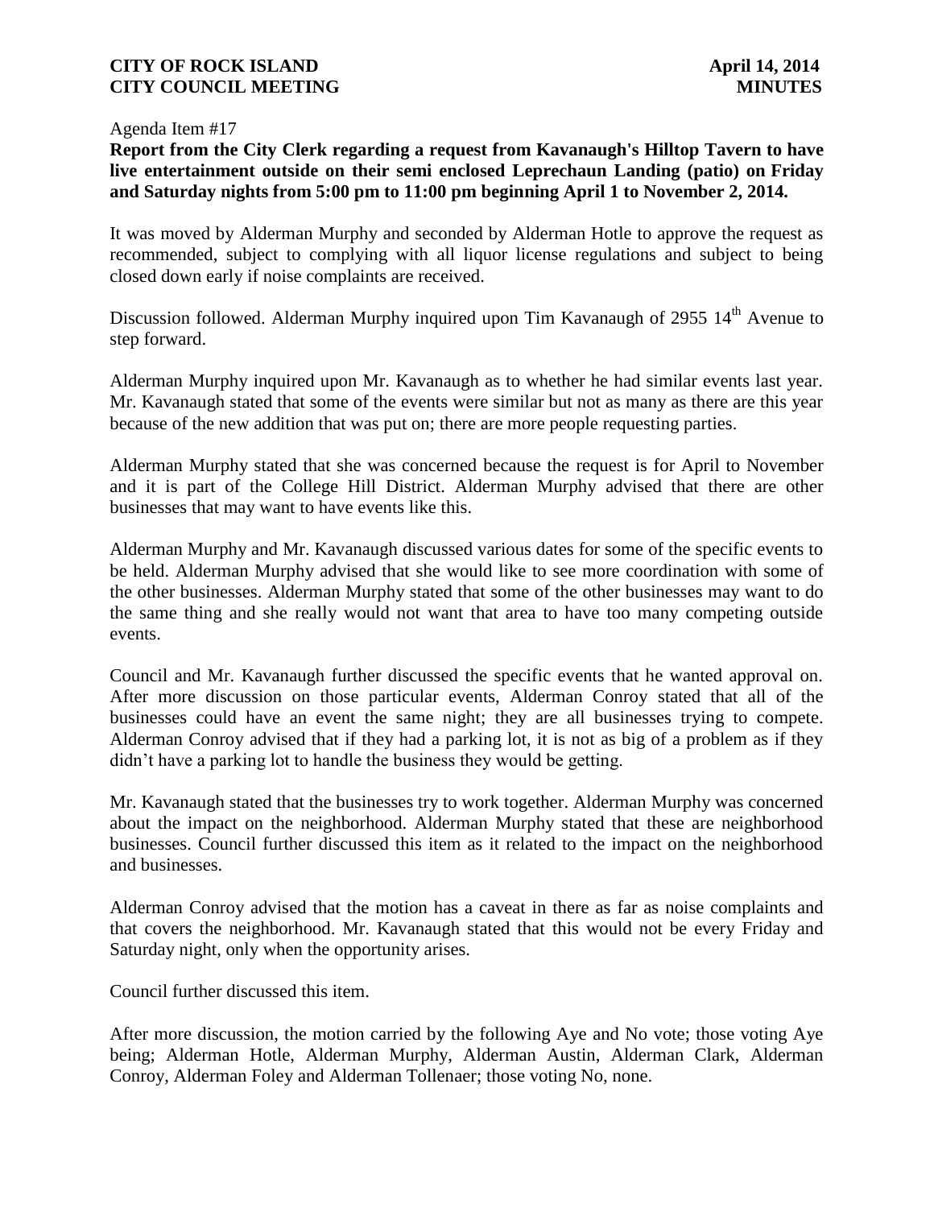Agenda Item #17

**Report from the City Clerk regarding a request from Kavanaugh's Hilltop Tavern to have live entertainment outside on their semi enclosed Leprechaun Landing (patio) on Friday and Saturday nights from 5:00 pm to 11:00 pm beginning April 1 to November 2, 2014.**

It was moved by Alderman Murphy and seconded by Alderman Hotle to approve the request as recommended, subject to complying with all liquor license regulations and subject to being closed down early if noise complaints are received.

Discussion followed. Alderman Murphy inquired upon Tim Kavanaugh of 2955 14th Avenue to step forward.

Alderman Murphy inquired upon Mr. Kavanaugh as to whether he had similar events last year. Mr. Kavanaugh stated that some of the events were similar but not as many as there are this year because of the new addition that was put on; there are more people requesting parties.

Alderman Murphy stated that she was concerned because the request is for April to November and it is part of the College Hill District. Alderman Murphy advised that there are other businesses that may want to have events like this.

Alderman Murphy and Mr. Kavanaugh discussed various dates for some of the specific events to be held. Alderman Murphy advised that she would like to see more coordination with some of the other businesses. Alderman Murphy stated that some of the other businesses may want to do the same thing and she really would not want that area to have too many competing outside events.

Council and Mr. Kavanaugh further discussed the specific events that he wanted approval on. After more discussion on those particular events, Alderman Conroy stated that all of the businesses could have an event the same night; they are all businesses trying to compete. Alderman Conroy advised that if they had a parking lot, it is not as big of a problem as if they didn't have a parking lot to handle the business they would be getting.

Mr. Kavanaugh stated that the businesses try to work together. Alderman Murphy was concerned about the impact on the neighborhood. Alderman Murphy stated that these are neighborhood businesses. Council further discussed this item as it related to the impact on the neighborhood and businesses.

Alderman Conroy advised that the motion has a caveat in there as far as noise complaints and that covers the neighborhood. Mr. Kavanaugh stated that this would not be every Friday and Saturday night, only when the opportunity arises.

Council further discussed this item.

After more discussion, the motion carried by the following Aye and No vote; those voting Aye being; Alderman Hotle, Alderman Murphy, Alderman Austin, Alderman Clark, Alderman Conroy, Alderman Foley and Alderman Tollenaer; those voting No, none.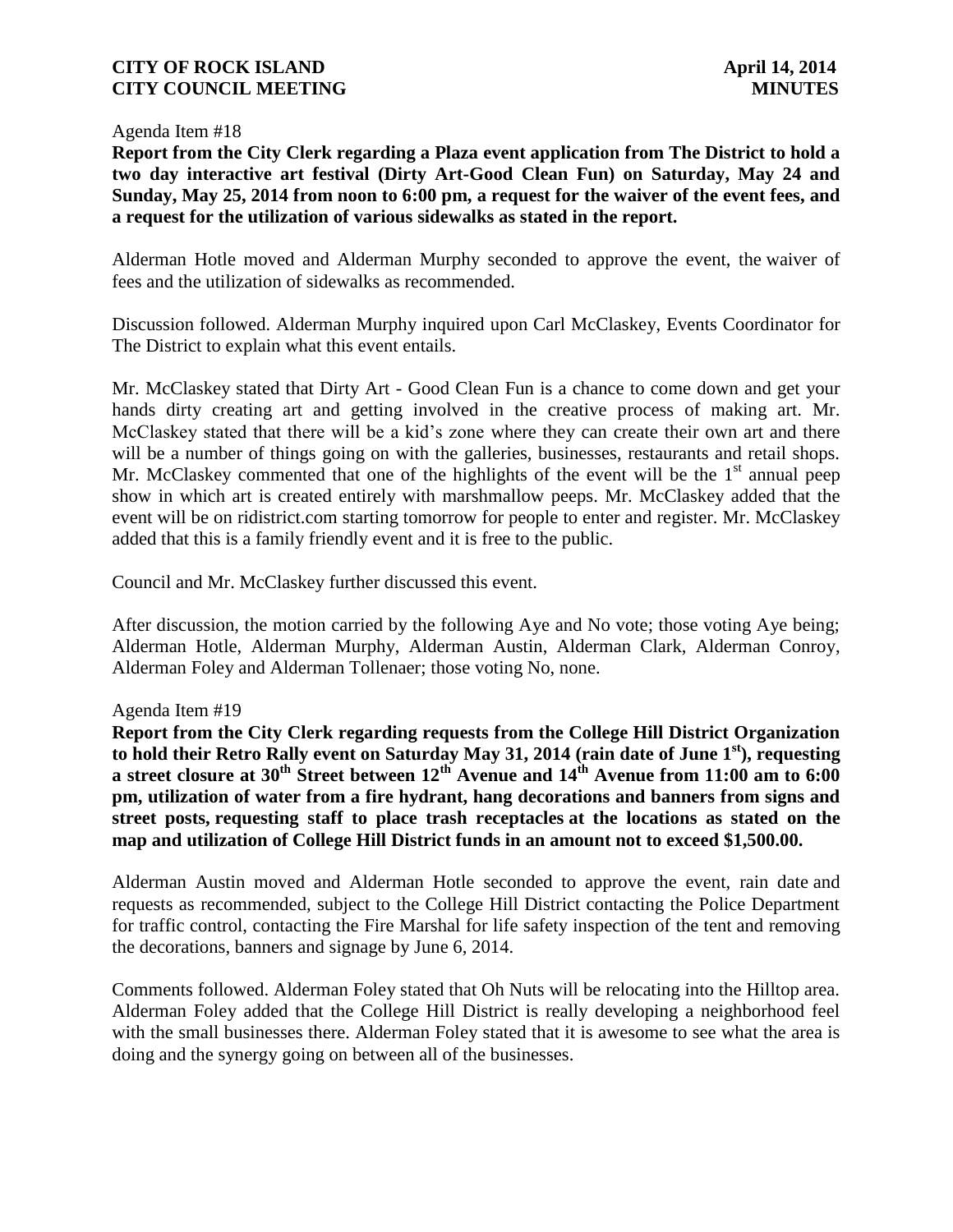Agenda Item #18

**Report from the City Clerk regarding a Plaza event application from The District to hold a two day interactive art festival (Dirty Art-Good Clean Fun) on Saturday, May 24 and Sunday, May 25, 2014 from noon to 6:00 pm, a request for the waiver of the event fees, and a request for the utilization of various sidewalks as stated in the report.**

Alderman Hotle moved and Alderman Murphy seconded to approve the event, the waiver of fees and the utilization of sidewalks as recommended.

Discussion followed. Alderman Murphy inquired upon Carl McClaskey, Events Coordinator for The District to explain what this event entails.

Mr. McClaskey stated that Dirty Art - Good Clean Fun is a chance to come down and get your hands dirty creating art and getting involved in the creative process of making art. Mr. McClaskey stated that there will be a kid's zone where they can create their own art and there will be a number of things going on with the galleries, businesses, restaurants and retail shops. Mr. McClaskey commented that one of the highlights of the event will be the 1st annual peep show in which art is created entirely with marshmallow peeps. Mr. McClaskey added that the event will be on ridistrict.com starting tomorrow for people to enter and register. Mr. McClaskey added that this is a family friendly event and it is free to the public.

Council and Mr. McClaskey further discussed this event.

After discussion, the motion carried by the following Aye and No vote; those voting Aye being; Alderman Hotle, Alderman Murphy, Alderman Austin, Alderman Clark, Alderman Conroy, Alderman Foley and Alderman Tollenaer; those voting No, none.

Agenda Item #19

**Report from the City Clerk regarding requests from the College Hill District Organization to hold their Retro Rally event on Saturday May 31, 2014 (rain date of June 1st), requesting a street closure at 30th Street between 12th Avenue and 14th Avenue from 11:00 am to 6:00 pm, utilization of water from a fire hydrant, hang decorations and banners from signs and street posts, requesting staff to place trash receptacles at the locations as stated on the map and utilization of College Hill District funds in an amount not to exceed $1,500.00.**

Alderman Austin moved and Alderman Hotle seconded to approve the event, rain date and requests as recommended, subject to the College Hill District contacting the Police Department for traffic control, contacting the Fire Marshal for life safety inspection of the tent and removing the decorations, banners and signage by June 6, 2014.

Comments followed. Alderman Foley stated that Oh Nuts will be relocating into the Hilltop area. Alderman Foley added that the College Hill District is really developing a neighborhood feel with the small businesses there. Alderman Foley stated that it is awesome to see what the area is doing and the synergy going on between all of the businesses.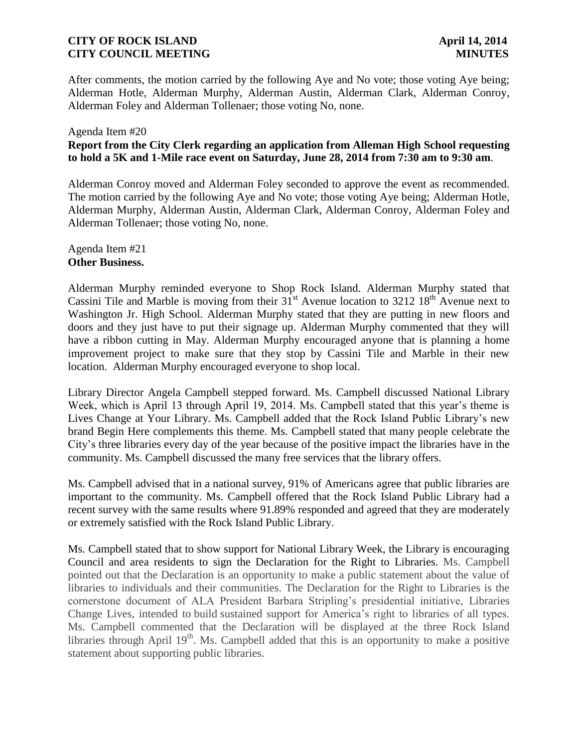After comments, the motion carried by the following Aye and No vote; those voting Aye being; Alderman Hotle, Alderman Murphy, Alderman Austin, Alderman Clark, Alderman Conroy, Alderman Foley and Alderman Tollenaer; those voting No, none.

Agenda Item #20
**Report from the City Clerk regarding an application from Alleman High School requesting to hold a 5K and 1-Mile race event on Saturday, June 28, 2014 from 7:30 am to 9:30 am**.

Alderman Conroy moved and Alderman Foley seconded to approve the event as recommended. The motion carried by the following Aye and No vote; those voting Aye being; Alderman Hotle, Alderman Murphy, Alderman Austin, Alderman Clark, Alderman Conroy, Alderman Foley and Alderman Tollenaer; those voting No, none.

Agenda Item #21
**Other Business.**

Alderman Murphy reminded everyone to Shop Rock Island. Alderman Murphy stated that Cassini Tile and Marble is moving from their 31st Avenue location to 3212 18th Avenue next to Washington Jr. High School. Alderman Murphy stated that they are putting in new floors and doors and they just have to put their signage up. Alderman Murphy commented that they will have a ribbon cutting in May. Alderman Murphy encouraged anyone that is planning a home improvement project to make sure that they stop by Cassini Tile and Marble in their new location. Alderman Murphy encouraged everyone to shop local.

Library Director Angela Campbell stepped forward. Ms. Campbell discussed National Library Week, which is April 13 through April 19, 2014. Ms. Campbell stated that this year's theme is Lives Change at Your Library. Ms. Campbell added that the Rock Island Public Library's new brand Begin Here complements this theme. Ms. Campbell stated that many people celebrate the City's three libraries every day of the year because of the positive impact the libraries have in the community. Ms. Campbell discussed the many free services that the library offers.

Ms. Campbell advised that in a national survey, 91% of Americans agree that public libraries are important to the community. Ms. Campbell offered that the Rock Island Public Library had a recent survey with the same results where 91.89% responded and agreed that they are moderately or extremely satisfied with the Rock Island Public Library.

Ms. Campbell stated that to show support for National Library Week, the Library is encouraging Council and area residents to sign the Declaration for the Right to Libraries. Ms. Campbell pointed out that the Declaration is an opportunity to make a public statement about the value of libraries to individuals and their communities. The Declaration for the Right to Libraries is the cornerstone document of ALA President Barbara Stripling's presidential initiative, Libraries Change Lives, intended to build sustained support for America's right to libraries of all types. Ms. Campbell commented that the Declaration will be displayed at the three Rock Island libraries through April 19th. Ms. Campbell added that this is an opportunity to make a positive statement about supporting public libraries.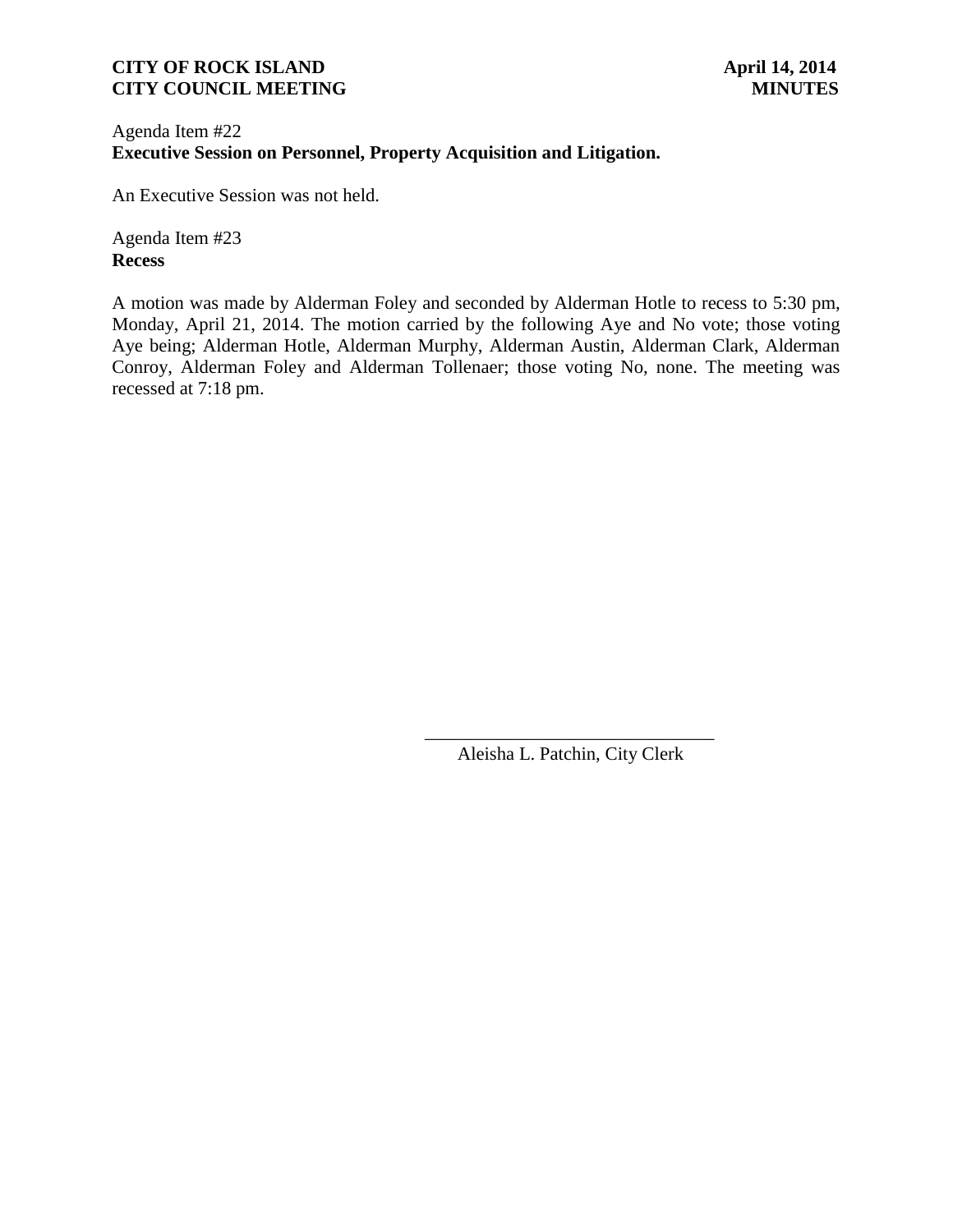Agenda Item #22
**Executive Session on Personnel, Property Acquisition and Litigation.**

An Executive Session was not held.

Agenda Item #23
**Recess**

A motion was made by Alderman Foley and seconded by Alderman Hotle to recess to 5:30 pm, Monday, April 21, 2014. The motion carried by the following Aye and No vote; those voting Aye being; Alderman Hotle, Alderman Murphy, Alderman Austin, Alderman Clark, Alderman Conroy, Alderman Foley and Alderman Tollenaer; those voting No, none. The meeting was recessed at 7:18 pm.

_______________________________
Aleisha L. Patchin, City Clerk